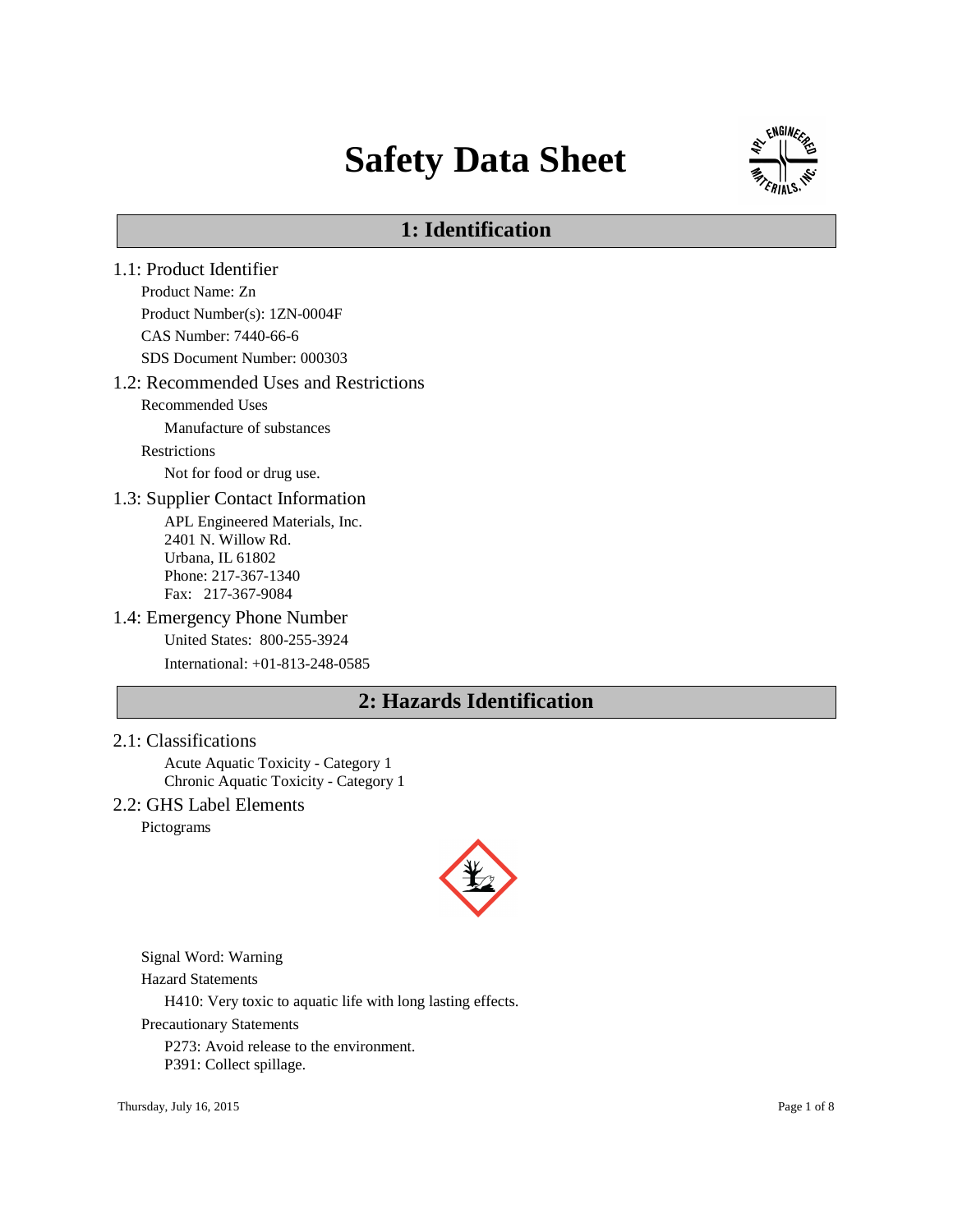# Safety Data Sheet

## 1: Identification

### 1.1: Product Identifier

Product Name: Zn

Product Number(s): 1ZN-0004F

CAS Number: 7440-66-6

SDS Document Number: 000303

### 1.2: Recommended Uses and Restrictions

Recommended Uses

Manufacture of substances

Restrictions

Not for food or drug use.

### 1.3: Supplier Contact Information

APL Engineered Materials, Inc.
2401 N. Willow Rd.
Urbana, IL 61802
Phone: 217-367-1340
Fax: 217-367-9084

### 1.4: Emergency Phone Number

United States: 800-255-3924

International: +01-813-248-0585

## 2: Hazards Identification

### 2.1: Classifications

Acute Aquatic Toxicity - Category 1
Chronic Aquatic Toxicity - Category 1

### 2.2: GHS Label Elements

Pictograms

Signal Word: Warning

Hazard Statements

H410: Very toxic to aquatic life with long lasting effects.

Precautionary Statements

P273: Avoid release to the environment.
P391: Collect spillage.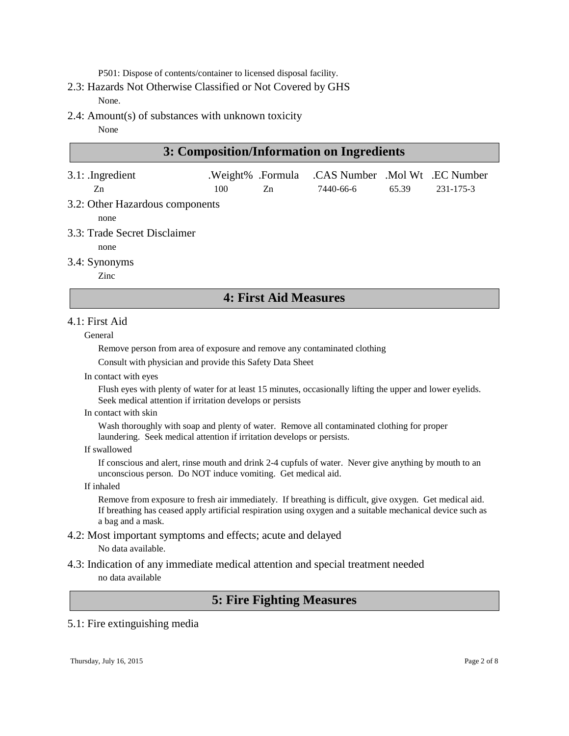P501: Dispose of contents/container to licensed disposal facility.

### 2.3: Hazards Not Otherwise Classified or Not Covered by GHS

None.

### 2.4: Amount(s) of substances with unknown toxicity

None

## 3: Composition/Information on Ingredients

### 3.1:

| .Ingredient | .Weight% | .Formula | .CAS Number | .Mol Wt | .EC Number |
|---|---|---|---|---|---|
| Zn | 100 | Zn | 7440-66-6 | 65.39 | 231-175-3 |

### 3.2: Other Hazardous components

none

### 3.3: Trade Secret Disclaimer

none

### 3.4: Synonyms

Zinc

## 4: First Aid Measures

### 4.1: First Aid

General

Remove person from area of exposure and remove any contaminated clothing

Consult with physician and provide this Safety Data Sheet

In contact with eyes

Flush eyes with plenty of water for at least 15 minutes, occasionally lifting the upper and lower eyelids. Seek medical attention if irritation develops or persists

In contact with skin

Wash thoroughly with soap and plenty of water. Remove all contaminated clothing for proper laundering. Seek medical attention if irritation develops or persists.

If swallowed

If conscious and alert, rinse mouth and drink 2-4 cupfuls of water. Never give anything by mouth to an unconscious person. Do NOT induce vomiting. Get medical aid.

If inhaled

Remove from exposure to fresh air immediately. If breathing is difficult, give oxygen. Get medical aid. If breathing has ceased apply artificial respiration using oxygen and a suitable mechanical device such as a bag and a mask.

### 4.2: Most important symptoms and effects; acute and delayed

No data available.

### 4.3: Indication of any immediate medical attention and special treatment needed

no data available

## 5: Fire Fighting Measures

### 5.1: Fire extinguishing media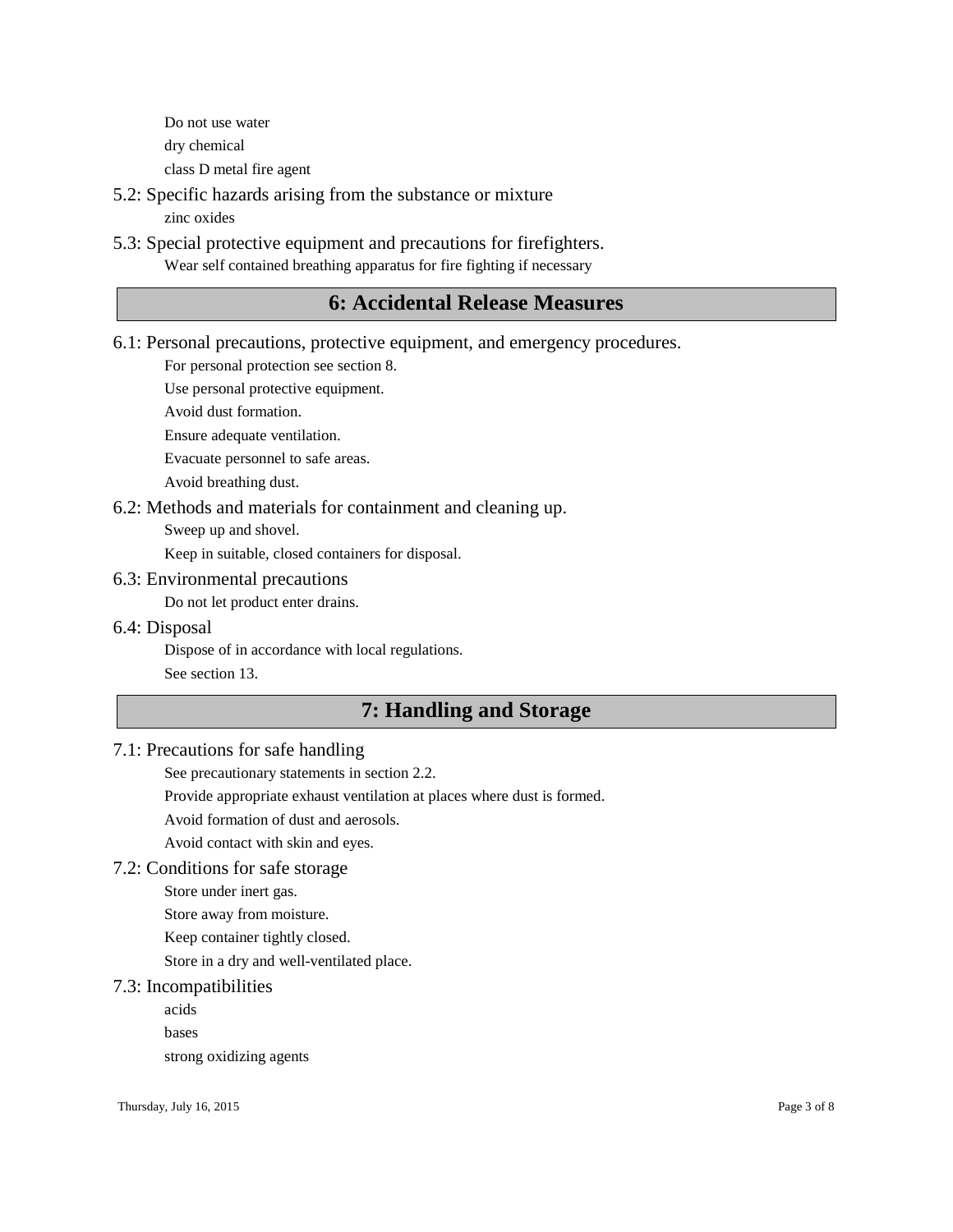Do not use water

dry chemical

class D metal fire agent

### 5.2: Specific hazards arising from the substance or mixture

zinc oxides

### 5.3: Special protective equipment and precautions for firefighters.

Wear self contained breathing apparatus for fire fighting if necessary

## 6: Accidental Release Measures

### 6.1: Personal precautions, protective equipment, and emergency procedures.

For personal protection see section 8.

Use personal protective equipment.

Avoid dust formation.

Ensure adequate ventilation.

Evacuate personnel to safe areas.

Avoid breathing dust.

### 6.2: Methods and materials for containment and cleaning up.

Sweep up and shovel.

Keep in suitable, closed containers for disposal.

### 6.3: Environmental precautions

Do not let product enter drains.

### 6.4: Disposal

Dispose of in accordance with local regulations.

See section 13.

## 7: Handling and Storage

### 7.1: Precautions for safe handling

See precautionary statements in section 2.2.

Provide appropriate exhaust ventilation at places where dust is formed.

Avoid formation of dust and aerosols.

Avoid contact with skin and eyes.

### 7.2: Conditions for safe storage

Store under inert gas.

Store away from moisture.

Keep container tightly closed.

Store in a dry and well-ventilated place.

### 7.3: Incompatibilities

acids

bases

strong oxidizing agents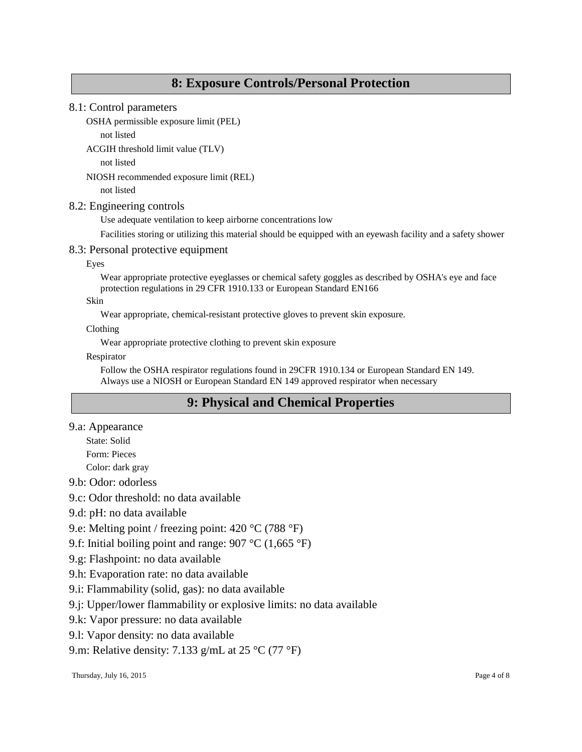## 8: Exposure Controls/Personal Protection

### 8.1: Control parameters

OSHA permissible exposure limit (PEL)

not listed

ACGIH threshold limit value (TLV)

not listed

NIOSH recommended exposure limit (REL)

not listed

### 8.2: Engineering controls

Use adequate ventilation to keep airborne concentrations low

Facilities storing or utilizing this material should be equipped with an eyewash facility and a safety shower

### 8.3: Personal protective equipment

Eyes

Wear appropriate protective eyeglasses or chemical safety goggles as described by OSHA's eye and face protection regulations in 29 CFR 1910.133 or European Standard EN166

Skin

Wear appropriate, chemical-resistant protective gloves to prevent skin exposure.

Clothing

Wear appropriate protective clothing to prevent skin exposure

Respirator

Follow the OSHA respirator regulations found in 29CFR 1910.134 or European Standard EN 149. Always use a NIOSH or European Standard EN 149 approved respirator when necessary

## 9: Physical and Chemical Properties

### 9.a: Appearance

State: Solid

Form: Pieces

Color: dark gray

### 9.b: Odor: odorless

### 9.c: Odor threshold: no data available

### 9.d: pH: no data available

### 9.e: Melting point / freezing point: 420 °C (788 °F)

### 9.f: Initial boiling point and range: 907 °C (1,665 °F)

### 9.g: Flashpoint: no data available

### 9.h: Evaporation rate: no data available

### 9.i: Flammability (solid, gas): no data available

### 9.j: Upper/lower flammability or explosive limits: no data available

### 9.k: Vapor pressure: no data available

### 9.l: Vapor density: no data available

### 9.m: Relative density: 7.133 g/mL at 25 °C (77 °F)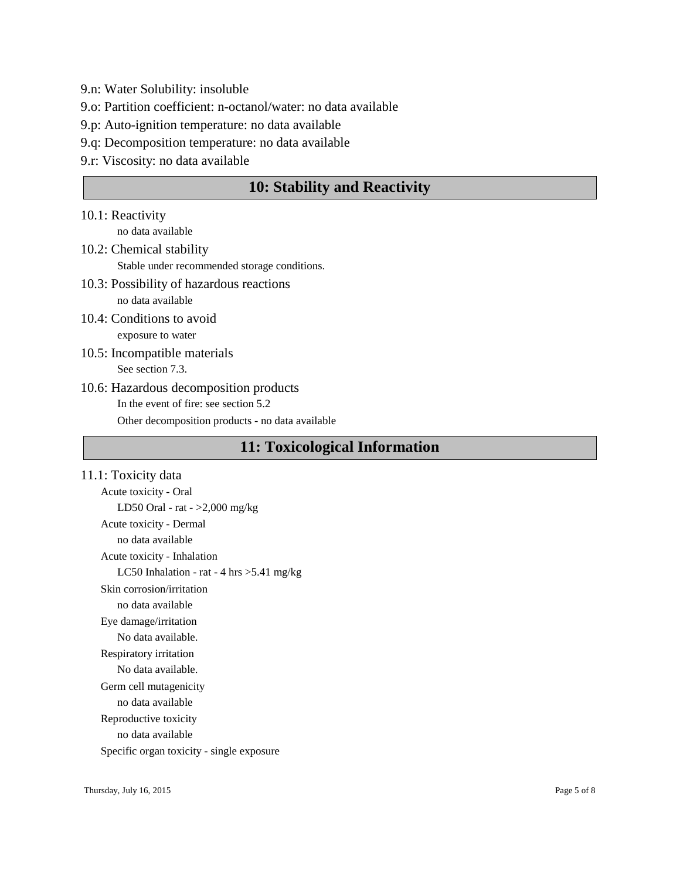9.n: Water Solubility: insoluble

9.o: Partition coefficient: n-octanol/water: no data available

9.p: Auto-ignition temperature: no data available

9.q: Decomposition temperature: no data available

9.r: Viscosity: no data available

## 10: Stability and Reactivity

10.1: Reactivity

no data available

10.2: Chemical stability

Stable under recommended storage conditions.

10.3: Possibility of hazardous reactions

no data available

10.4: Conditions to avoid

exposure to water

10.5: Incompatible materials

See section 7.3.

10.6: Hazardous decomposition products

In the event of fire: see section 5.2

Other decomposition products - no data available

## 11: Toxicological Information

11.1: Toxicity data

Acute toxicity - Oral

LD50 Oral - rat - >2,000 mg/kg

Acute toxicity - Dermal

no data available

Acute toxicity - Inhalation

LC50 Inhalation - rat - 4 hrs >5.41 mg/kg

Skin corrosion/irritation

no data available

Eye damage/irritation

No data available.

Respiratory irritation

No data available.

Germ cell mutagenicity

no data available

Reproductive toxicity

no data available

Specific organ toxicity - single exposure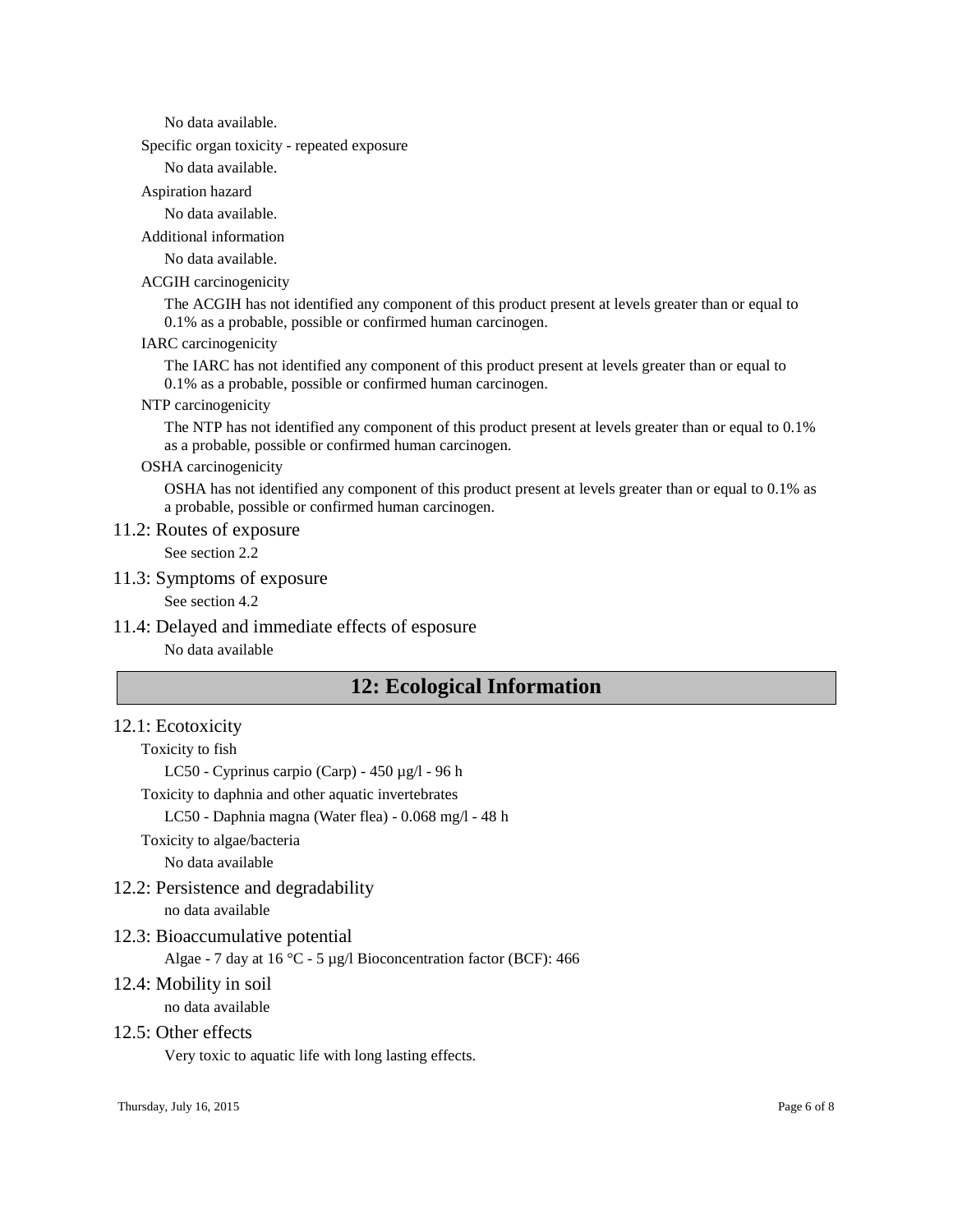No data available.

Specific organ toxicity - repeated exposure

No data available.

Aspiration hazard

No data available.

Additional information

No data available.

ACGIH carcinogenicity

The ACGIH has not identified any component of this product present at levels greater than or equal to 0.1% as a probable, possible or confirmed human carcinogen.

IARC carcinogenicity

The IARC has not identified any component of this product present at levels greater than or equal to 0.1% as a probable, possible or confirmed human carcinogen.

NTP carcinogenicity

The NTP has not identified any component of this product present at levels greater than or equal to 0.1% as a probable, possible or confirmed human carcinogen.

OSHA carcinogenicity

OSHA has not identified any component of this product present at levels greater than or equal to 0.1% as a probable, possible or confirmed human carcinogen.

### 11.2: Routes of exposure

See section 2.2

### 11.3: Symptoms of exposure

See section 4.2

### 11.4: Delayed and immediate effects of esposure

No data available

## 12: Ecological Information

### 12.1: Ecotoxicity

Toxicity to fish

LC50 - Cyprinus carpio (Carp) - 450 µg/l - 96 h

Toxicity to daphnia and other aquatic invertebrates

LC50 - Daphnia magna (Water flea) - 0.068 mg/l - 48 h

Toxicity to algae/bacteria

No data available

### 12.2: Persistence and degradability

no data available

### 12.3: Bioaccumulative potential

Algae - 7 day at 16 °C - 5 µg/l Bioconcentration factor (BCF): 466

### 12.4: Mobility in soil

no data available

### 12.5: Other effects

Very toxic to aquatic life with long lasting effects.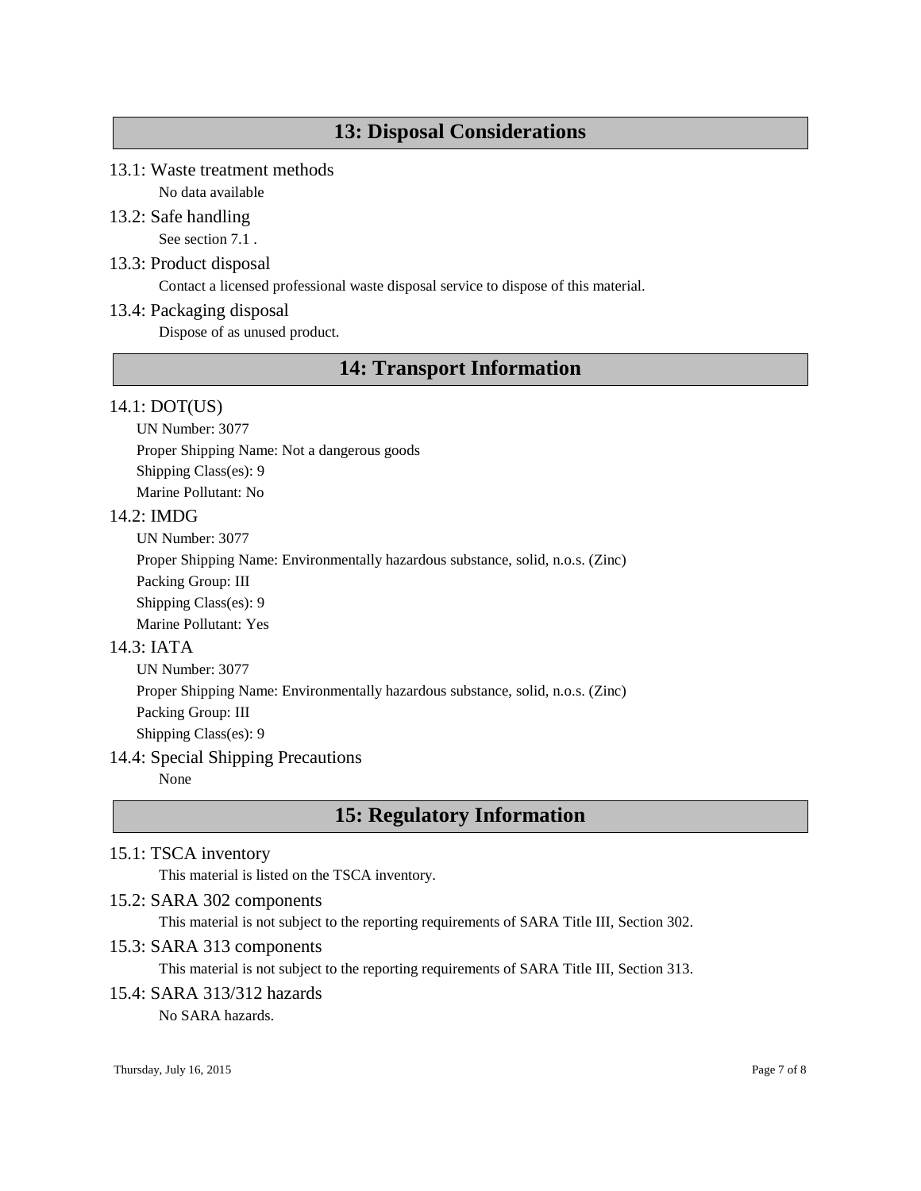## 13: Disposal Considerations

### 13.1: Waste treatment methods

No data available

### 13.2: Safe handling

See section 7.1 .

### 13.3: Product disposal

Contact a licensed professional waste disposal service to dispose of this material.

### 13.4: Packaging disposal

Dispose of as unused product.

## 14: Transport Information

### 14.1: DOT(US)

UN Number: 3077

Proper Shipping Name: Not a dangerous goods

Shipping Class(es): 9

Marine Pollutant: No

### 14.2: IMDG

UN Number: 3077

Proper Shipping Name: Environmentally hazardous substance, solid, n.o.s. (Zinc)

Packing Group: III

Shipping Class(es): 9

Marine Pollutant: Yes

### 14.3: IATA

UN Number: 3077

Proper Shipping Name: Environmentally hazardous substance, solid, n.o.s. (Zinc)

Packing Group: III

Shipping Class(es): 9

### 14.4: Special Shipping Precautions

None

## 15: Regulatory Information

### 15.1: TSCA inventory

This material is listed on the TSCA inventory.

### 15.2: SARA 302 components

This material is not subject to the reporting requirements of SARA Title III, Section 302.

### 15.3: SARA 313 components

This material is not subject to the reporting requirements of SARA Title III, Section 313.

### 15.4: SARA 313/312 hazards

No SARA hazards.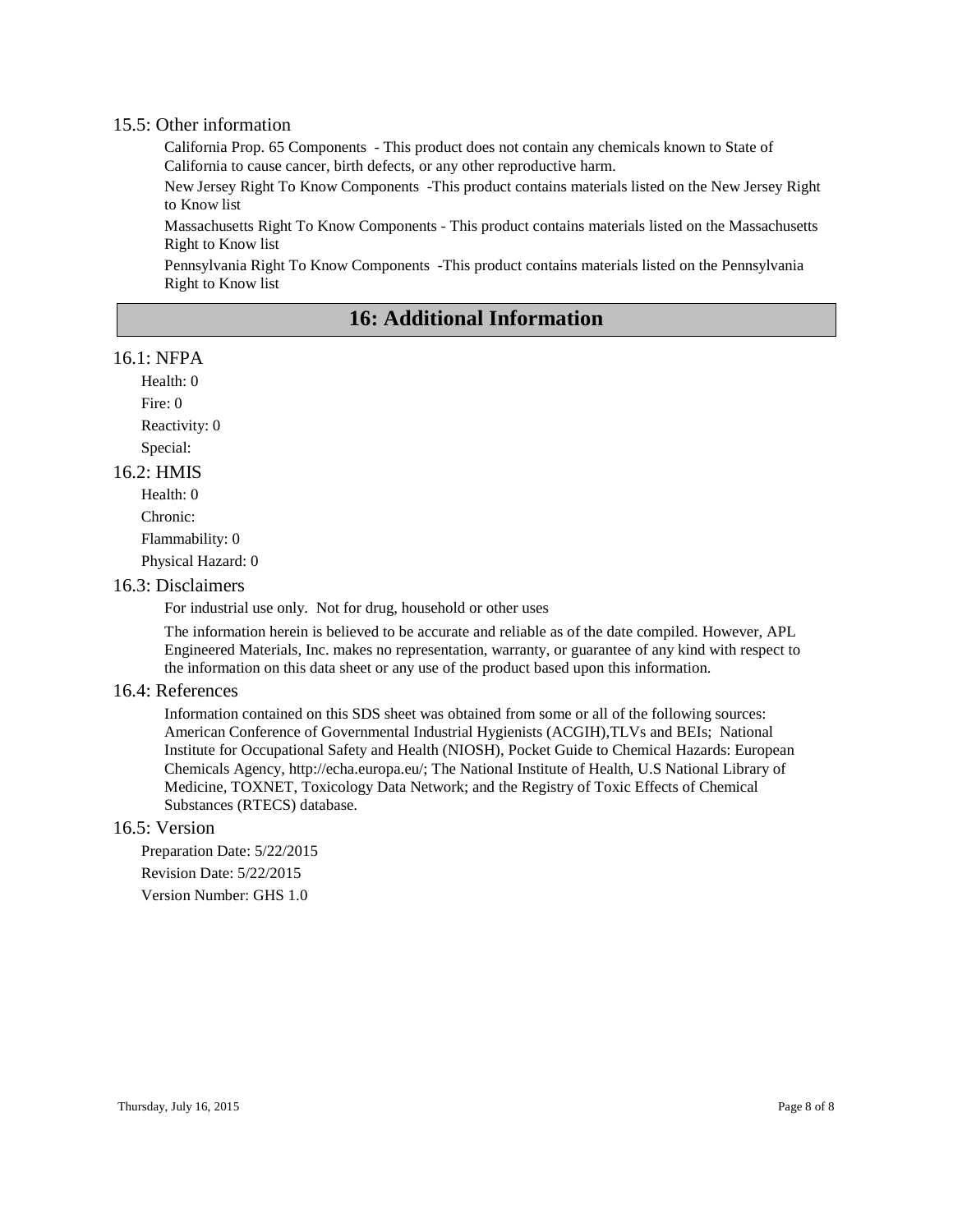### 15.5: Other information

California Prop. 65 Components - This product does not contain any chemicals known to State of California to cause cancer, birth defects, or any other reproductive harm.

New Jersey Right To Know Components -This product contains materials listed on the New Jersey Right to Know list

Massachusetts Right To Know Components - This product contains materials listed on the Massachusetts Right to Know list

Pennsylvania Right To Know Components -This product contains materials listed on the Pennsylvania Right to Know list

## 16: Additional Information

### 16.1: NFPA

Health: 0

Fire: 0

Reactivity: 0

Special:

### 16.2: HMIS

Health: 0

Chronic:

Flammability: 0

Physical Hazard: 0

### 16.3: Disclaimers

For industrial use only. Not for drug, household or other uses

The information herein is believed to be accurate and reliable as of the date compiled. However, APL Engineered Materials, Inc. makes no representation, warranty, or guarantee of any kind with respect to the information on this data sheet or any use of the product based upon this information.

### 16.4: References

Information contained on this SDS sheet was obtained from some or all of the following sources: American Conference of Governmental Industrial Hygienists (ACGIH),TLVs and BEIs; National Institute for Occupational Safety and Health (NIOSH), Pocket Guide to Chemical Hazards: European Chemicals Agency, http://echa.europa.eu/; The National Institute of Health, U.S National Library of Medicine, TOXNET, Toxicology Data Network; and the Registry of Toxic Effects of Chemical Substances (RTECS) database.

### 16.5: Version

Preparation Date: 5/22/2015

Revision Date: 5/22/2015

Version Number: GHS 1.0